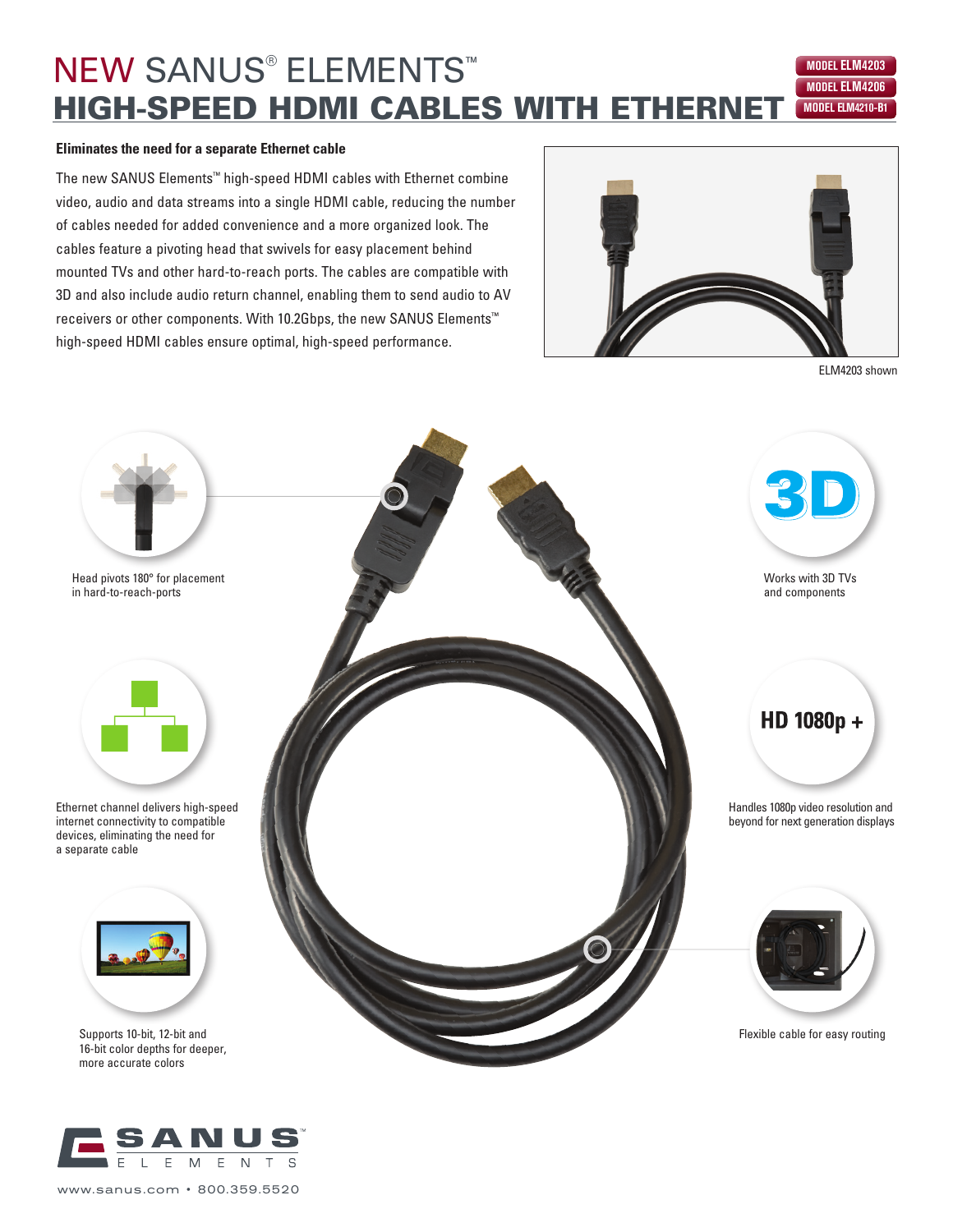# NEW SANUS® ELEMENTS™ HIGH-SPEED HDMI CABLES WITH ETHERNET

MODEL ELM4203
MODEL ELM4206
MODEL ELM4210-B1

**Eliminates the need for a separate Ethernet cable**

The new SANUS Elements™ high-speed HDMI cables with Ethernet combine video, audio and data streams into a single HDMI cable, reducing the number of cables needed for added convenience and a more organized look. The cables feature a pivoting head that swivels for easy placement behind mounted TVs and other hard-to-reach ports. The cables are compatible with 3D and also include audio return channel, enabling them to send audio to AV receivers or other components. With 10.2Gbps, the new SANUS Elements™ high-speed HDMI cables ensure optimal, high-speed performance.

ELM4203 shown

Head pivots 180° for placement in hard-to-reach-ports

3D

Works with 3D TVs and components

Ethernet channel delivers high-speed internet connectivity to compatible devices, eliminating the need for a separate cable

HD 1080p +

Handles 1080p video resolution and beyond for next generation displays

Supports 10-bit, 12-bit and 16-bit color depths for deeper, more accurate colors

Flexible cable for easy routing

SANUS™ ELEMENTS

www.sanus.com • 800.359.5520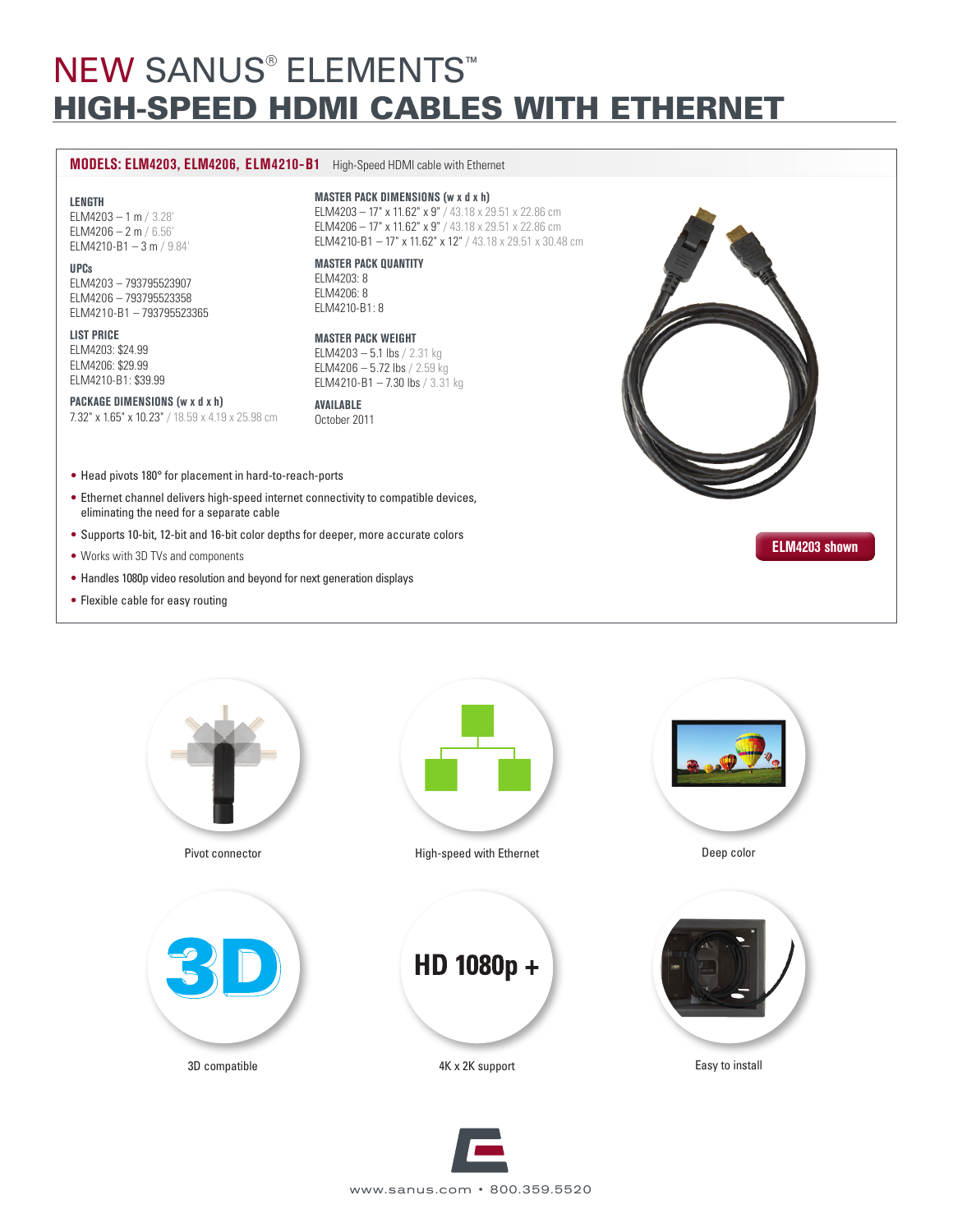# NEW SANUS® ELEMENTS™
# HIGH-SPEED HDMI CABLES WITH ETHERNET

## MODELS: ELM4203, ELM4206, ELM4210-B1 High-Speed HDMI cable with Ethernet

**LENGTH**
ELM4203 – 1 m / 3.28'
ELM4206 – 2 m / 6.56'
ELM4210-B1 – 3 m / 9.84'

**UPCs**
ELM4203 – 793795523907
ELM4206 – 793795523358
ELM4210-B1 – 793795523365

**LIST PRICE**
ELM4203: $24.99
ELM4206: $29.99
ELM4210-B1: $39.99

**PACKAGE DIMENSIONS (w x d x h)**
7.32" x 1.65" x 10.23" / 18.59 x 4.19 x 25.98 cm

**MASTER PACK DIMENSIONS (w x d x h)**
ELM4203 – 17" x 11.62" x 9" / 43.18 x 29.51 x 22.86 cm
ELM4206 – 17" x 11.62" x 9" / 43.18 x 29.51 x 22.86 cm
ELM4210-B1 – 17" x 11.62" x 12" / 43.18 x 29.51 x 30.48 cm

**MASTER PACK QUANTITY**
ELM4203: 8
ELM4206: 8
ELM4210-B1: 8

**MASTER PACK WEIGHT**
ELM4203 – 5.1 lbs / 2.31 kg
ELM4206 – 5.72 lbs / 2.59 kg
ELM4210-B1 – 7.30 lbs / 3.31 kg

**AVAILABLE**
October 2011

ELM4203 shown

- Head pivots 180° for placement in hard-to-reach-ports
- Ethernet channel delivers high-speed internet connectivity to compatible devices, eliminating the need for a separate cable
- Supports 10-bit, 12-bit and 16-bit color depths for deeper, more accurate colors
- Works with 3D TVs and components
- Handles 1080p video resolution and beyond for next generation displays
- Flexible cable for easy routing

Pivot connector

High-speed with Ethernet

Deep color

3D

3D compatible

HD 1080p +

4K x 2K support

Easy to install

www.sanus.com • 800.359.5520